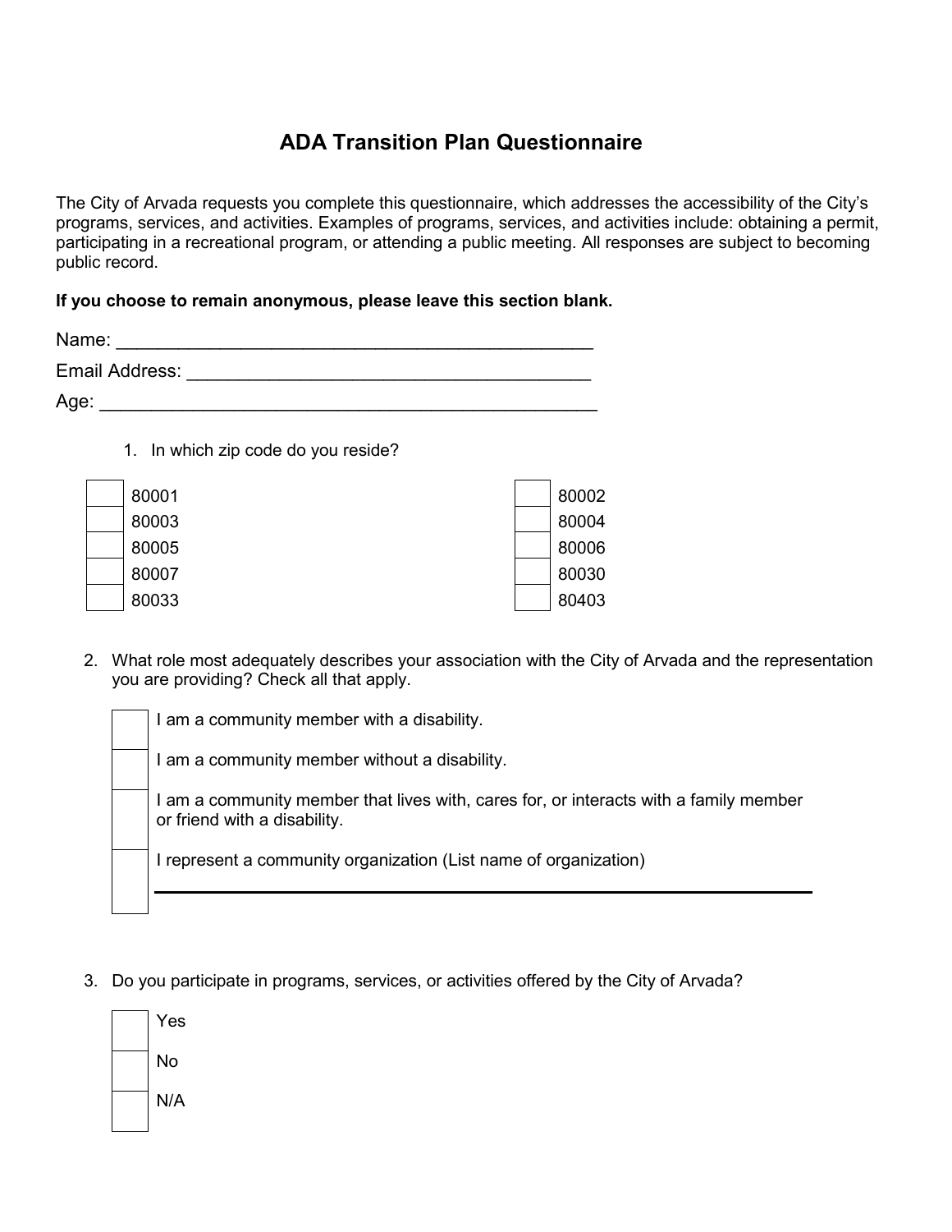# ADA Transition Plan Questionnaire

The City of Arvada requests you complete this questionnaire, which addresses the accessibility of the City's programs, services, and activities. Examples of programs, services, and activities include: obtaining a permit, participating in a recreational program, or attending a public meeting. All responses are subject to becoming public record.

**If you choose to remain anonymous, please leave this section blank.**

Name: ________________________________________________

Email Address: ________________________________________

Age: __________________________________________________

1. In which zip code do you reside?

- [ ] 80001
- [ ] 80002
- [ ] 80003
- [ ] 80004
- [ ] 80005
- [ ] 80006
- [ ] 80007
- [ ] 80030
- [ ] 80033
- [ ] 80403

2. What role most adequately describes your association with the City of Arvada and the representation you are providing? Check all that apply.

- [ ] I am a community member with a disability.
- [ ] I am a community member without a disability.
- [ ] I am a community member that lives with, cares for, or interacts with a family member or friend with a disability.
- [ ] I represent a community organization (List name of organization)
  ________________________________________________

3. Do you participate in programs, services, or activities offered by the City of Arvada?

- [ ] Yes
- [ ] No
- [ ] N/A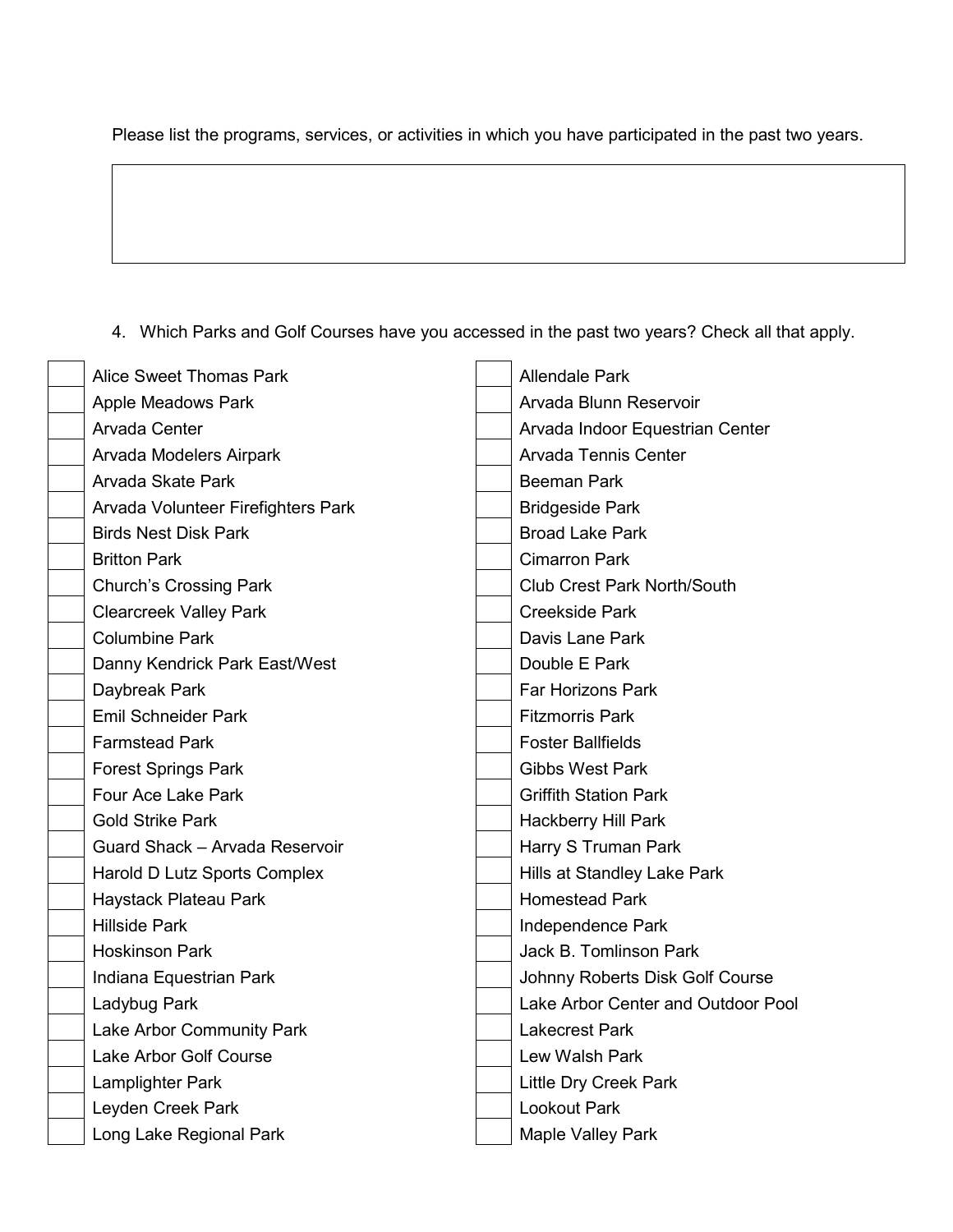Please list the programs, services, or activities in which you have participated in the past two years.

| |
|---|
| |

4. Which Parks and Golf Courses have you accessed in the past two years? Check all that apply.

- [ ] Alice Sweet Thomas Park
- [ ] Apple Meadows Park
- [ ] Arvada Center
- [ ] Arvada Modelers Airpark
- [ ] Arvada Skate Park
- [ ] Arvada Volunteer Firefighters Park
- [ ] Birds Nest Disk Park
- [ ] Britton Park
- [ ] Church's Crossing Park
- [ ] Clearcreek Valley Park
- [ ] Columbine Park
- [ ] Danny Kendrick Park East/West
- [ ] Daybreak Park
- [ ] Emil Schneider Park
- [ ] Farmstead Park
- [ ] Forest Springs Park
- [ ] Four Ace Lake Park
- [ ] Gold Strike Park
- [ ] Guard Shack – Arvada Reservoir
- [ ] Harold D Lutz Sports Complex
- [ ] Haystack Plateau Park
- [ ] Hillside Park
- [ ] Hoskinson Park
- [ ] Indiana Equestrian Park
- [ ] Ladybug Park
- [ ] Lake Arbor Community Park
- [ ] Lake Arbor Golf Course
- [ ] Lamplighter Park
- [ ] Leyden Creek Park
- [ ] Long Lake Regional Park
- [ ] Allendale Park
- [ ] Arvada Blunn Reservoir
- [ ] Arvada Indoor Equestrian Center
- [ ] Arvada Tennis Center
- [ ] Beeman Park
- [ ] Bridgeside Park
- [ ] Broad Lake Park
- [ ] Cimarron Park
- [ ] Club Crest Park North/South
- [ ] Creekside Park
- [ ] Davis Lane Park
- [ ] Double E Park
- [ ] Far Horizons Park
- [ ] Fitzmorris Park
- [ ] Foster Ballfields
- [ ] Gibbs West Park
- [ ] Griffith Station Park
- [ ] Hackberry Hill Park
- [ ] Harry S Truman Park
- [ ] Hills at Standley Lake Park
- [ ] Homestead Park
- [ ] Independence Park
- [ ] Jack B. Tomlinson Park
- [ ] Johnny Roberts Disk Golf Course
- [ ] Lake Arbor Center and Outdoor Pool
- [ ] Lakecrest Park
- [ ] Lew Walsh Park
- [ ] Little Dry Creek Park
- [ ] Lookout Park
- [ ] Maple Valley Park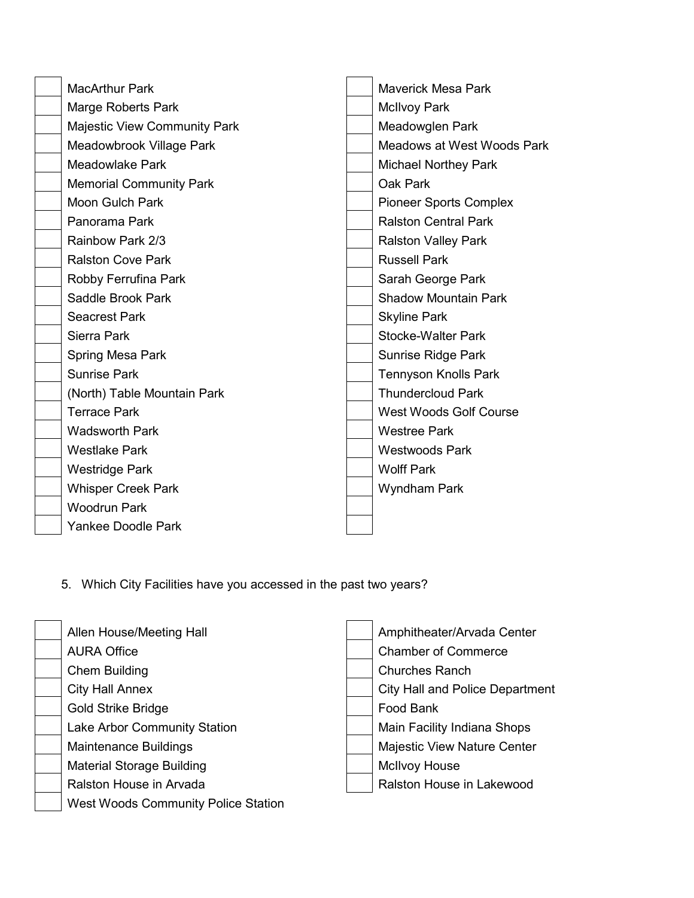- [ ] MacArthur Park
- [ ] Marge Roberts Park
- [ ] Majestic View Community Park
- [ ] Meadowbrook Village Park
- [ ] Meadowlake Park
- [ ] Memorial Community Park
- [ ] Moon Gulch Park
- [ ] Panorama Park
- [ ] Rainbow Park 2/3
- [ ] Ralston Cove Park
- [ ] Robby Ferrufina Park
- [ ] Saddle Brook Park
- [ ] Seacrest Park
- [ ] Sierra Park
- [ ] Spring Mesa Park
- [ ] Sunrise Park
- [ ] (North) Table Mountain Park
- [ ] Terrace Park
- [ ] Wadsworth Park
- [ ] Westlake Park
- [ ] Westridge Park
- [ ] Whisper Creek Park
- [ ] Woodrun Park
- [ ] Yankee Doodle Park
- [ ] Maverick Mesa Park
- [ ] McIlvoy Park
- [ ] Meadowglen Park
- [ ] Meadows at West Woods Park
- [ ] Michael Northey Park
- [ ] Oak Park
- [ ] Pioneer Sports Complex
- [ ] Ralston Central Park
- [ ] Ralston Valley Park
- [ ] Russell Park
- [ ] Sarah George Park
- [ ] Shadow Mountain Park
- [ ] Skyline Park
- [ ] Stocke-Walter Park
- [ ] Sunrise Ridge Park
- [ ] Tennyson Knolls Park
- [ ] Thundercloud Park
- [ ] West Woods Golf Course
- [ ] Westree Park
- [ ] Westwoods Park
- [ ] Wolff Park
- [ ] Wyndham Park
- [ ] 
- [ ] 

5. Which City Facilities have you accessed in the past two years?

- [ ] Allen House/Meeting Hall
- [ ] AURA Office
- [ ] Chem Building
- [ ] City Hall Annex
- [ ] Gold Strike Bridge
- [ ] Lake Arbor Community Station
- [ ] Maintenance Buildings
- [ ] Material Storage Building
- [ ] Ralston House in Arvada
- [ ] West Woods Community Police Station
- [ ] Amphitheater/Arvada Center
- [ ] Chamber of Commerce
- [ ] Churches Ranch
- [ ] City Hall and Police Department
- [ ] Food Bank
- [ ] Main Facility Indiana Shops
- [ ] Majestic View Nature Center
- [ ] McIlvoy House
- [ ] Ralston House in Lakewood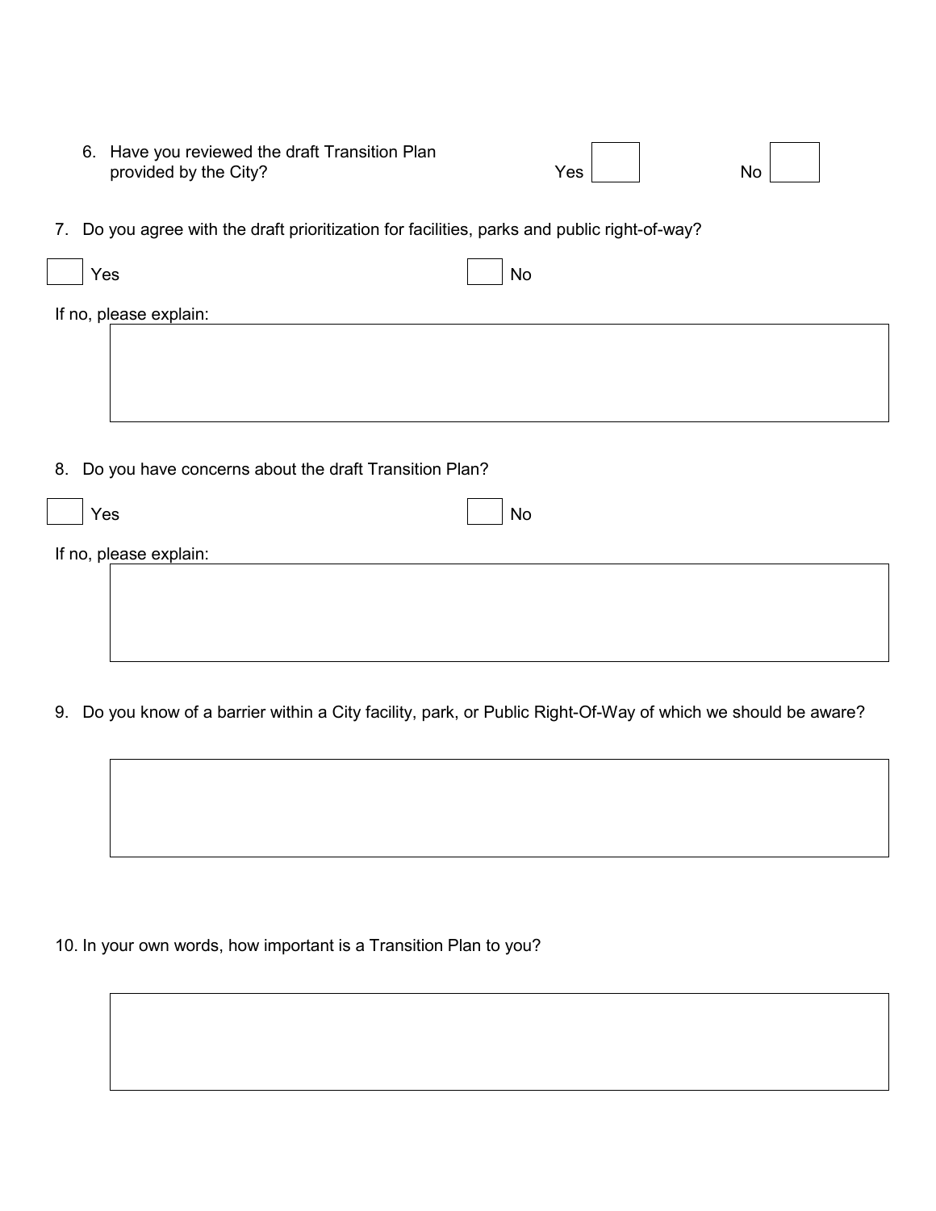6. Have you reviewed the draft Transition Plan provided by the City? Yes ☐ No ☐

7. Do you agree with the draft prioritization for facilities, parks and public right-of-way?

☐ Yes ☐ No

If no, please explain:

8. Do you have concerns about the draft Transition Plan?

☐ Yes ☐ No

If no, please explain:

9. Do you know of a barrier within a City facility, park, or Public Right-Of-Way of which we should be aware?

10. In your own words, how important is a Transition Plan to you?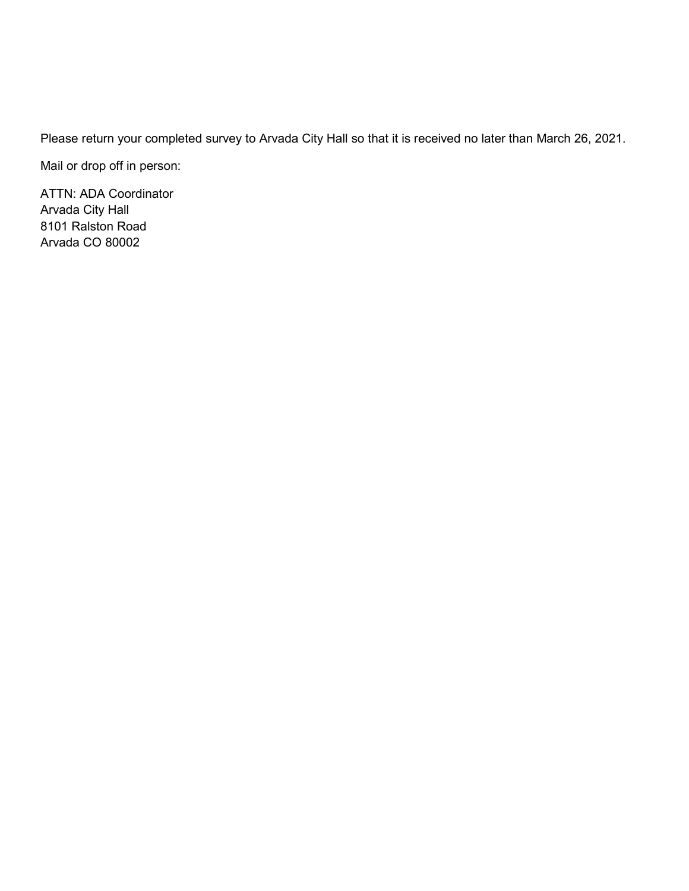Please return your completed survey to Arvada City Hall so that it is received no later than March 26, 2021.

Mail or drop off in person:

ATTN: ADA Coordinator
Arvada City Hall
8101 Ralston Road
Arvada CO 80002